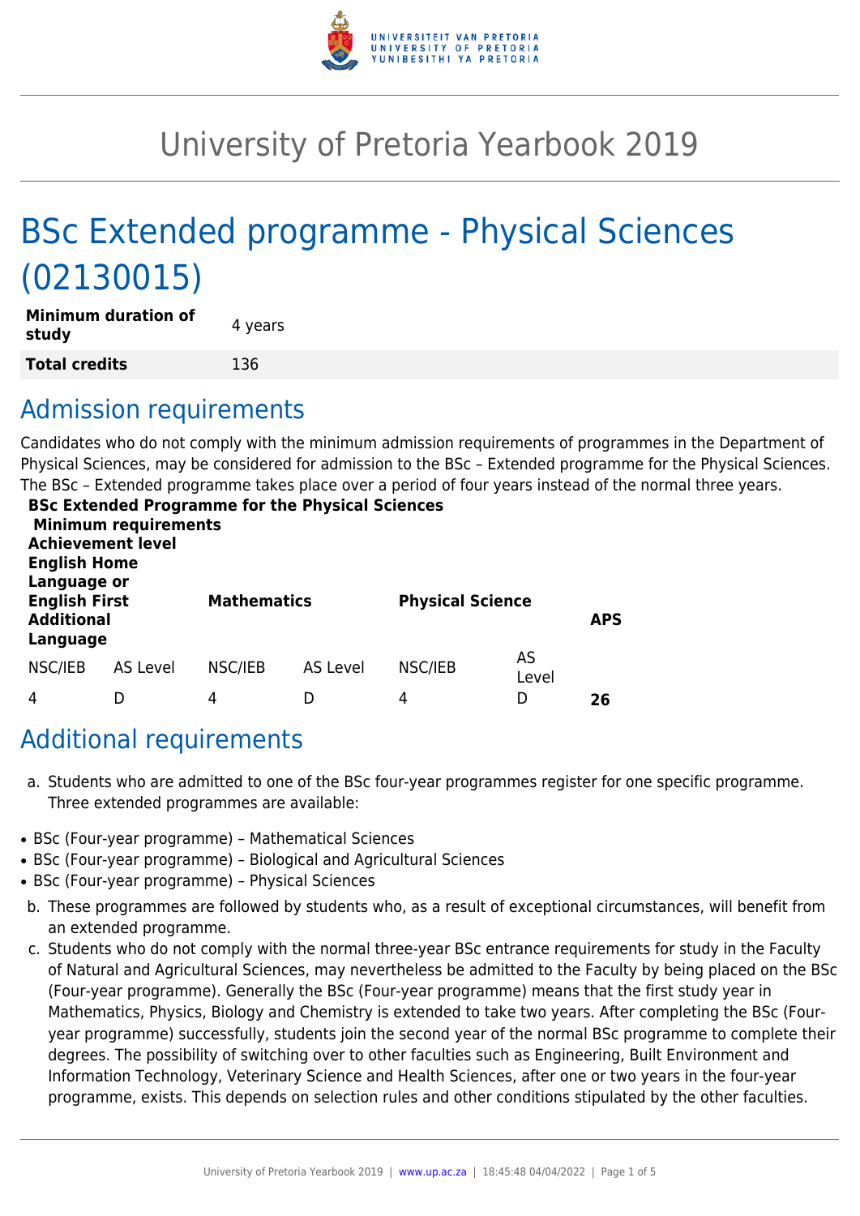# University of Pretoria Yearbook 2019

# BSc Extended programme - Physical Sciences (02130015)

| **Minimum duration of study** | 4 years |
|---|---|
| **Total credits** | 136 |

## Admission requirements

Candidates who do not comply with the minimum admission requirements of programmes in the Department of Physical Sciences, may be considered for admission to the BSc – Extended programme for the Physical Sciences. The BSc – Extended programme takes place over a period of four years instead of the normal three years.

**BSc Extended Programme for the Physical Sciences**
**Minimum requirements**

| **Achievement level** | | | | | | |
|---|---|---|---|---|---|---|
| **English Home Language or English First Additional Language** | | **Mathematics** | | **Physical Science** | | **APS** |
| NSC/IEB | AS Level | NSC/IEB | AS Level | NSC/IEB | AS Level | |
| 4 | D | 4 | D | 4 | D | **26** |

## Additional requirements

a. Students who are admitted to one of the BSc four-year programmes register for one specific programme. Three extended programmes are available:

- BSc (Four-year programme) – Mathematical Sciences
- BSc (Four-year programme) – Biological and Agricultural Sciences
- BSc (Four-year programme) – Physical Sciences

b. These programmes are followed by students who, as a result of exceptional circumstances, will benefit from an extended programme.

c. Students who do not comply with the normal three-year BSc entrance requirements for study in the Faculty of Natural and Agricultural Sciences, may nevertheless be admitted to the Faculty by being placed on the BSc (Four-year programme). Generally the BSc (Four-year programme) means that the first study year in Mathematics, Physics, Biology and Chemistry is extended to take two years. After completing the BSc (Four-year programme) successfully, students join the second year of the normal BSc programme to complete their degrees. The possibility of switching over to other faculties such as Engineering, Built Environment and Information Technology, Veterinary Science and Health Sciences, after one or two years in the four-year programme, exists. This depends on selection rules and other conditions stipulated by the other faculties.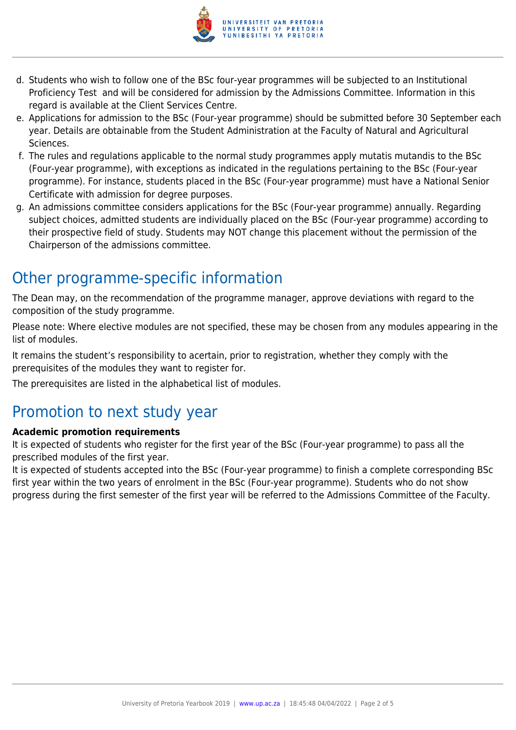d. Students who wish to follow one of the BSc four-year programmes will be subjected to an Institutional Proficiency Test  and will be considered for admission by the Admissions Committee. Information in this regard is available at the Client Services Centre.
e. Applications for admission to the BSc (Four-year programme) should be submitted before 30 September each year. Details are obtainable from the Student Administration at the Faculty of Natural and Agricultural Sciences.
f. The rules and regulations applicable to the normal study programmes apply mutatis mutandis to the BSc (Four-year programme), with exceptions as indicated in the regulations pertaining to the BSc (Four-year programme). For instance, students placed in the BSc (Four-year programme) must have a National Senior Certificate with admission for degree purposes.
g. An admissions committee considers applications for the BSc (Four-year programme) annually. Regarding subject choices, admitted students are individually placed on the BSc (Four-year programme) according to their prospective field of study. Students may NOT change this placement without the permission of the Chairperson of the admissions committee.

## Other programme-specific information

The Dean may, on the recommendation of the programme manager, approve deviations with regard to the composition of the study programme.

Please note: Where elective modules are not specified, these may be chosen from any modules appearing in the list of modules.

It remains the student's responsibility to acertain, prior to registration, whether they comply with the prerequisites of the modules they want to register for.

The prerequisites are listed in the alphabetical list of modules.

## Promotion to next study year

**Academic promotion requirements**

It is expected of students who register for the first year of the BSc (Four-year programme) to pass all the prescribed modules of the first year.

It is expected of students accepted into the BSc (Four-year programme) to finish a complete corresponding BSc first year within the two years of enrolment in the BSc (Four-year programme). Students who do not show progress during the first semester of the first year will be referred to the Admissions Committee of the Faculty.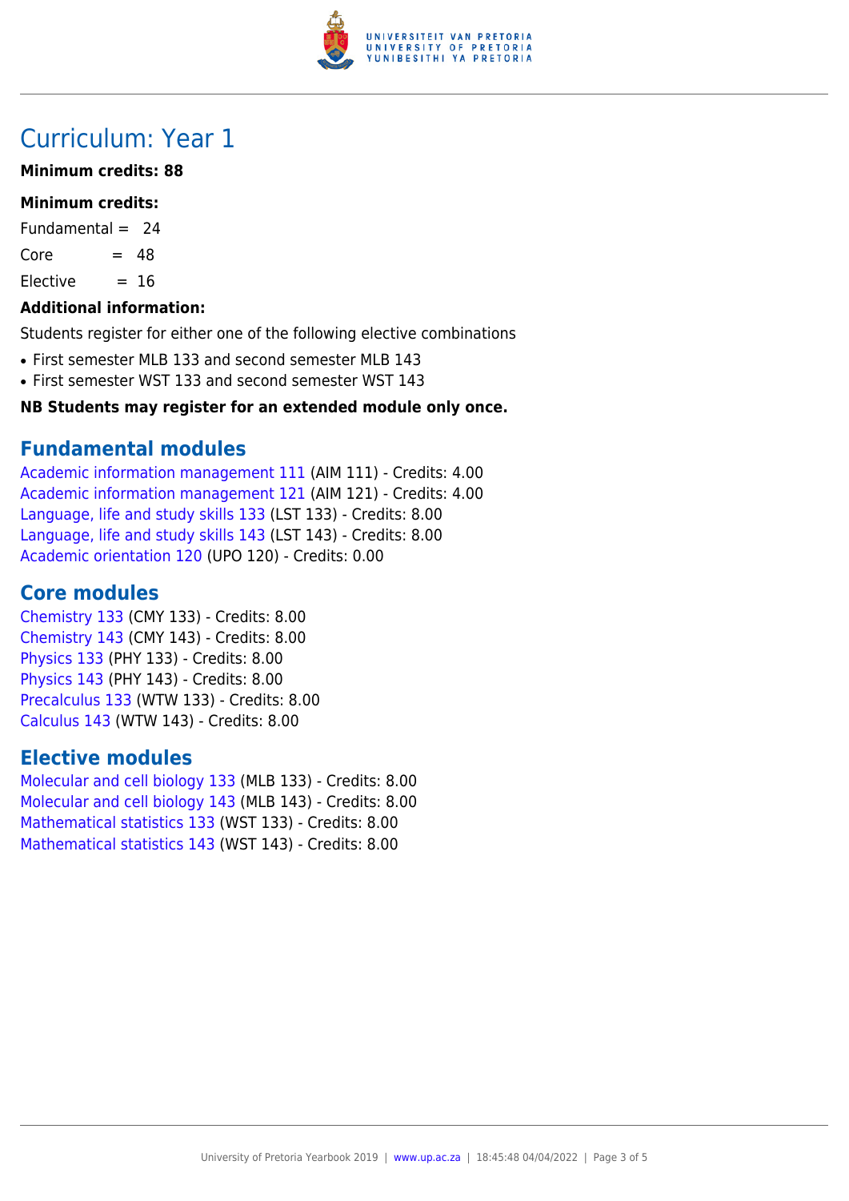# Curriculum: Year 1

**Minimum credits: 88**

**Minimum credits:**

Fundamental = 24

Core = 48

Elective = 16

**Additional information:**

Students register for either one of the following elective combinations

- First semester MLB 133 and second semester MLB 143
- First semester WST 133 and second semester WST 143

**NB Students may register for an extended module only once.**

## Fundamental modules

Academic information management 111 (AIM 111) - Credits: 4.00
Academic information management 121 (AIM 121) - Credits: 4.00
Language, life and study skills 133 (LST 133) - Credits: 8.00
Language, life and study skills 143 (LST 143) - Credits: 8.00
Academic orientation 120 (UPO 120) - Credits: 0.00

## Core modules

Chemistry 133 (CMY 133) - Credits: 8.00
Chemistry 143 (CMY 143) - Credits: 8.00
Physics 133 (PHY 133) - Credits: 8.00
Physics 143 (PHY 143) - Credits: 8.00
Precalculus 133 (WTW 133) - Credits: 8.00
Calculus 143 (WTW 143) - Credits: 8.00

## Elective modules

Molecular and cell biology 133 (MLB 133) - Credits: 8.00
Molecular and cell biology 143 (MLB 143) - Credits: 8.00
Mathematical statistics 133 (WST 133) - Credits: 8.00
Mathematical statistics 143 (WST 143) - Credits: 8.00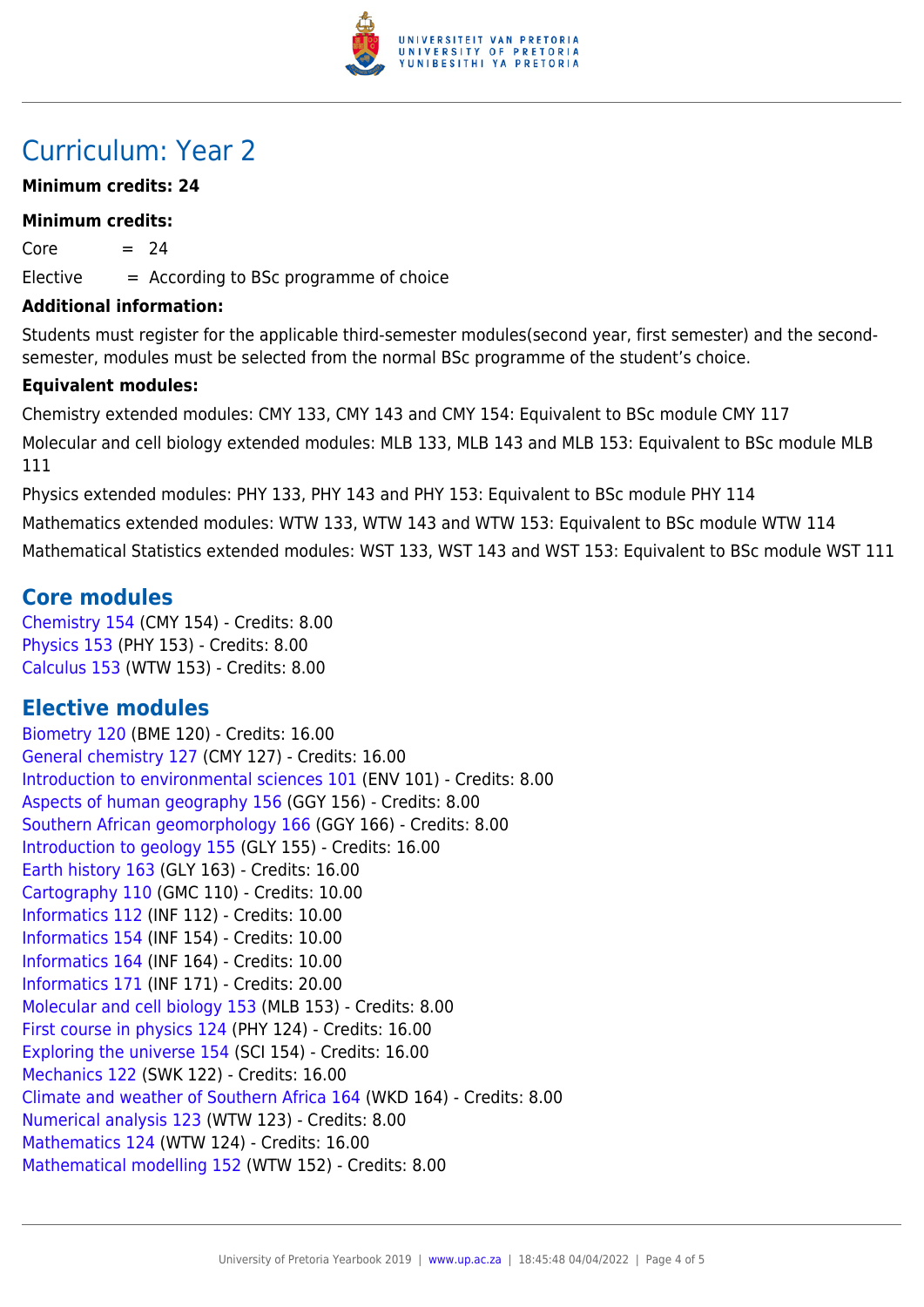# Curriculum: Year 2

**Minimum credits: 24**

**Minimum credits:**

Core = 24

Elective = According to BSc programme of choice

**Additional information:**

Students must register for the applicable third-semester modules(second year, first semester) and the second-semester, modules must be selected from the normal BSc programme of the student's choice.

**Equivalent modules:**

Chemistry extended modules: CMY 133, CMY 143 and CMY 154: Equivalent to BSc module CMY 117

Molecular and cell biology extended modules: MLB 133, MLB 143 and MLB 153: Equivalent to BSc module MLB 111

Physics extended modules: PHY 133, PHY 143 and PHY 153: Equivalent to BSc module PHY 114

Mathematics extended modules: WTW 133, WTW 143 and WTW 153: Equivalent to BSc module WTW 114

Mathematical Statistics extended modules: WST 133, WST 143 and WST 153: Equivalent to BSc module WST 111

## Core modules

Chemistry 154 (CMY 154) - Credits: 8.00
Physics 153 (PHY 153) - Credits: 8.00
Calculus 153 (WTW 153) - Credits: 8.00

## Elective modules

Biometry 120 (BME 120) - Credits: 16.00
General chemistry 127 (CMY 127) - Credits: 16.00
Introduction to environmental sciences 101 (ENV 101) - Credits: 8.00
Aspects of human geography 156 (GGY 156) - Credits: 8.00
Southern African geomorphology 166 (GGY 166) - Credits: 8.00
Introduction to geology 155 (GLY 155) - Credits: 16.00
Earth history 163 (GLY 163) - Credits: 16.00
Cartography 110 (GMC 110) - Credits: 10.00
Informatics 112 (INF 112) - Credits: 10.00
Informatics 154 (INF 154) - Credits: 10.00
Informatics 164 (INF 164) - Credits: 10.00
Informatics 171 (INF 171) - Credits: 20.00
Molecular and cell biology 153 (MLB 153) - Credits: 8.00
First course in physics 124 (PHY 124) - Credits: 16.00
Exploring the universe 154 (SCI 154) - Credits: 16.00
Mechanics 122 (SWK 122) - Credits: 16.00
Climate and weather of Southern Africa 164 (WKD 164) - Credits: 8.00
Numerical analysis 123 (WTW 123) - Credits: 8.00
Mathematics 124 (WTW 124) - Credits: 16.00
Mathematical modelling 152 (WTW 152) - Credits: 8.00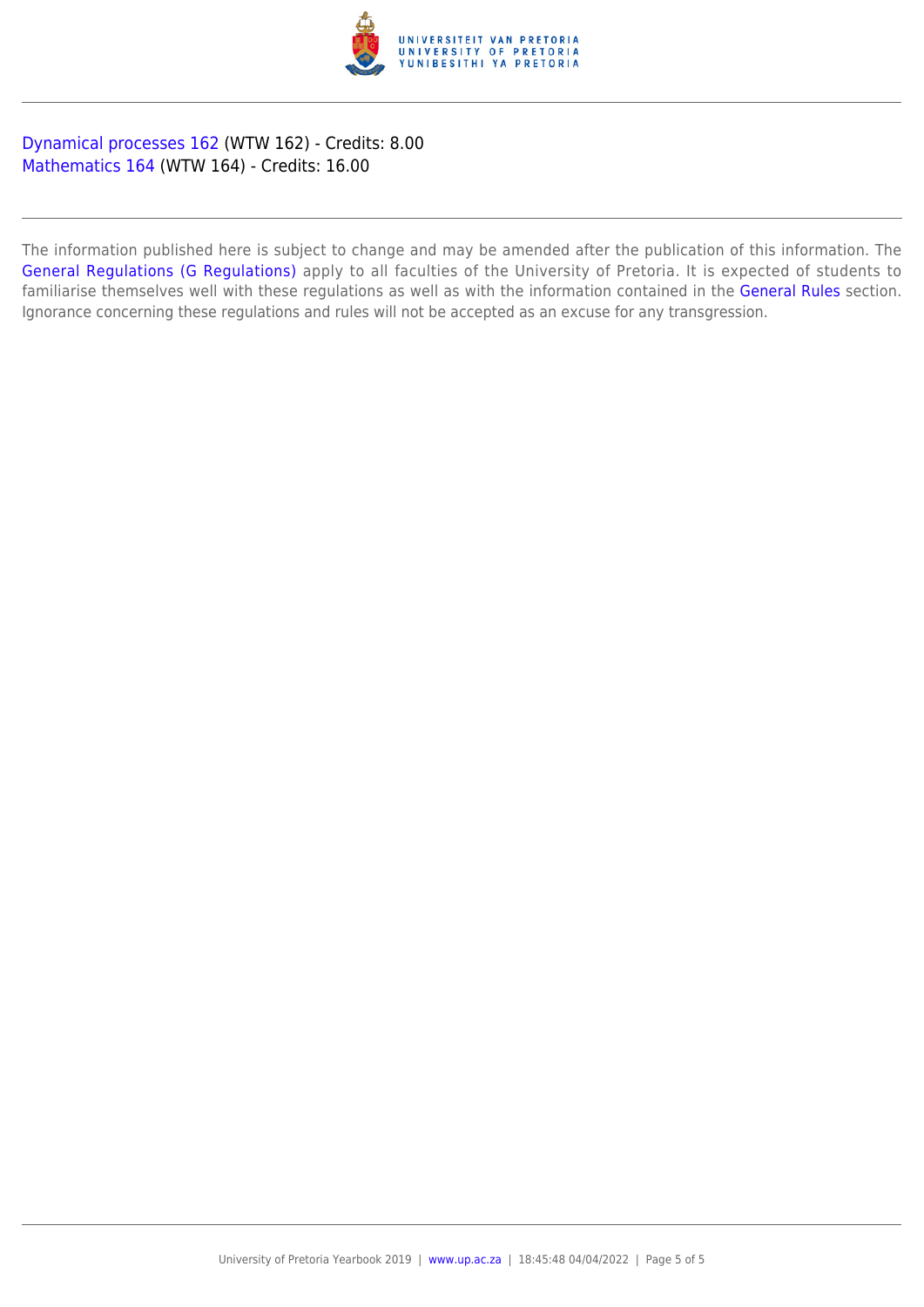Dynamical processes 162 (WTW 162) - Credits: 8.00
Mathematics 164 (WTW 164) - Credits: 16.00

---

The information published here is subject to change and may be amended after the publication of this information. The General Regulations (G Regulations) apply to all faculties of the University of Pretoria. It is expected of students to familiarise themselves well with these regulations as well as with the information contained in the General Rules section. Ignorance concerning these regulations and rules will not be accepted as an excuse for any transgression.